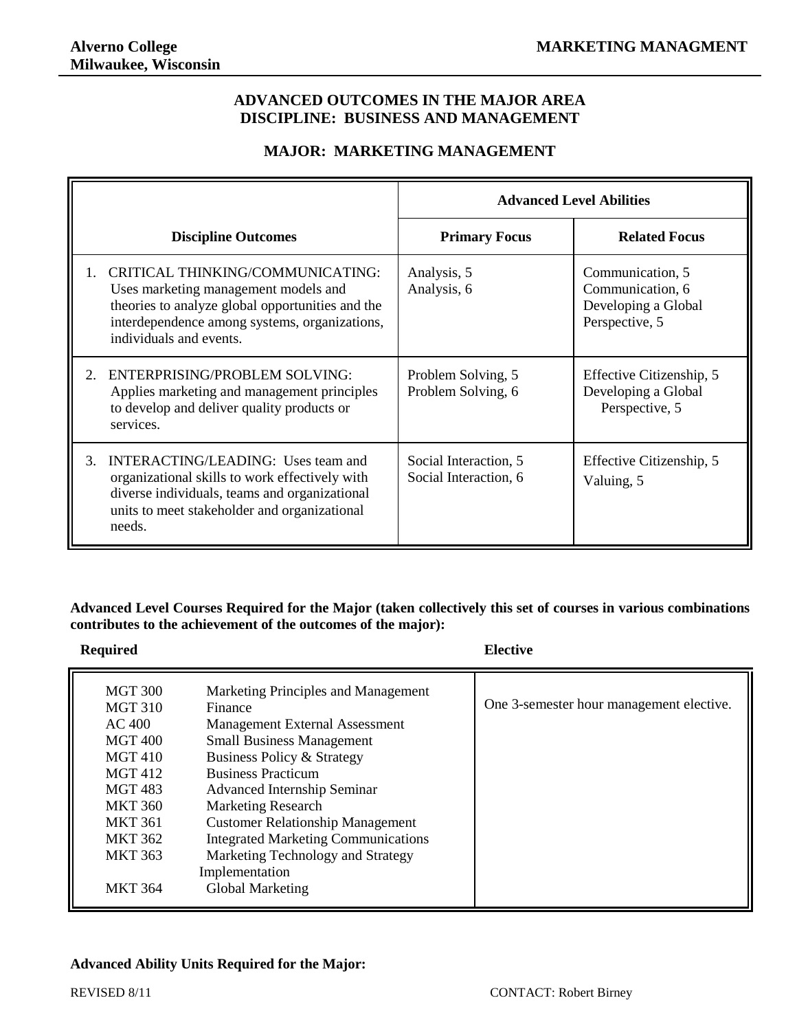**Alverno College**
**Milwaukee, Wisconsin**

**MARKETING MANAGMENT**

## ADVANCED OUTCOMES IN THE MAJOR AREA
## DISCIPLINE: BUSINESS AND MANAGEMENT

## MAJOR: MARKETING MANAGEMENT

| | Advanced Level Abilities | |
|---|---|---|
| **Discipline Outcomes** | **Primary Focus** | **Related Focus** |
| 1. CRITICAL THINKING/COMMUNICATING: Uses marketing management models and theories to analyze global opportunities and the interdependence among systems, organizations, individuals and events. | Analysis, 5<br>Analysis, 6 | Communication, 5<br>Communication, 6<br>Developing a Global Perspective, 5 |
| 2. ENTERPRISING/PROBLEM SOLVING: Applies marketing and management principles to develop and deliver quality products or services. | Problem Solving, 5<br>Problem Solving, 6 | Effective Citizenship, 5<br>Developing a Global Perspective, 5 |
| 3. INTERACTING/LEADING: Uses team and organizational skills to work effectively with diverse individuals, teams and organizational units to meet stakeholder and organizational needs. | Social Interaction, 5<br>Social Interaction, 6 | Effective Citizenship, 5<br>Valuing, 5 |

**Advanced Level Courses Required for the Major (taken collectively this set of courses in various combinations contributes to the achievement of the outcomes of the major):**

| Required | | Elective |
|---|---|---|
| MGT 300 | Marketing Principles and Management | One 3-semester hour management elective. |
| MGT 310 | Finance | |
| AC 400 | Management External Assessment | |
| MGT 400 | Small Business Management | |
| MGT 410 | Business Policy & Strategy | |
| MGT 412 | Business Practicum | |
| MGT 483 | Advanced Internship Seminar | |
| MKT 360 | Marketing Research | |
| MKT 361 | Customer Relationship Management | |
| MKT 362 | Integrated Marketing Communications | |
| MKT 363 | Marketing Technology and Strategy Implementation | |
| MKT 364 | Global Marketing | |

**Advanced Ability Units Required for the Major:**

REVISED 8/11

CONTACT: Robert Birney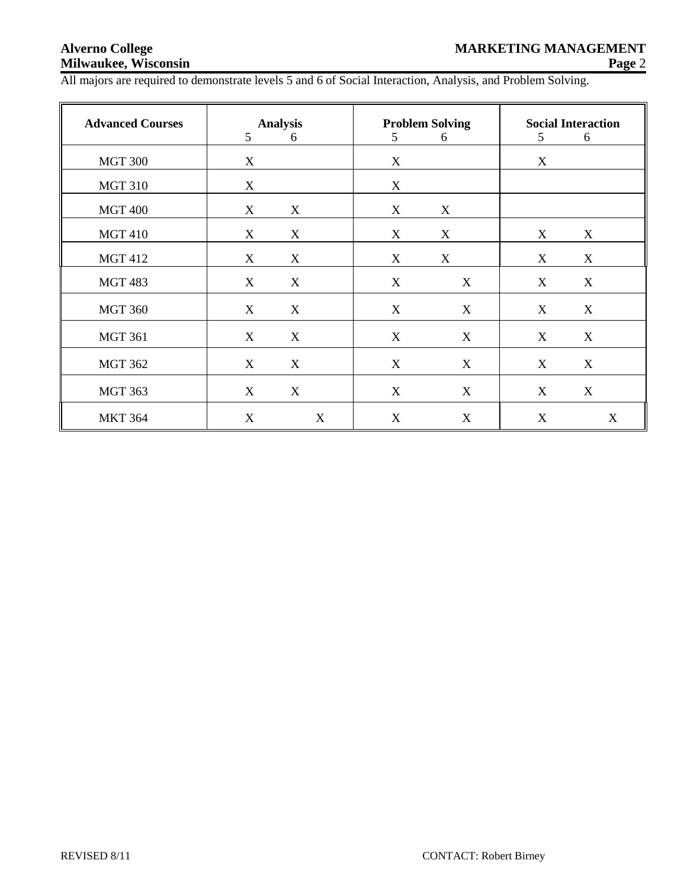All majors are required to demonstrate levels 5 and 6 of Social Interaction, Analysis, and Problem Solving.

| Advanced Courses | Analysis 5 | Analysis 6 | Problem Solving 5 | Problem Solving 6 | Social Interaction 5 | Social Interaction 6 |
|---|---|---|---|---|---|---|
| MGT 300 | X | | X | | X | |
| MGT 310 | X | | X | | | |
| MGT 400 | X | X | X | X | | |
| MGT 410 | X | X | X | X | X | X |
| MGT 412 | X | X | X | X | X | X |
| MGT 483 | X | X | X | X | X | X |
| MGT 360 | X | X | X | X | X | X |
| MGT 361 | X | X | X | X | X | X |
| MGT 362 | X | X | X | X | X | X |
| MGT 363 | X | X | X | X | X | X |
| MKT 364 | X | X | X | X | X | X |

REVISED 8/11

CONTACT: Robert Birney